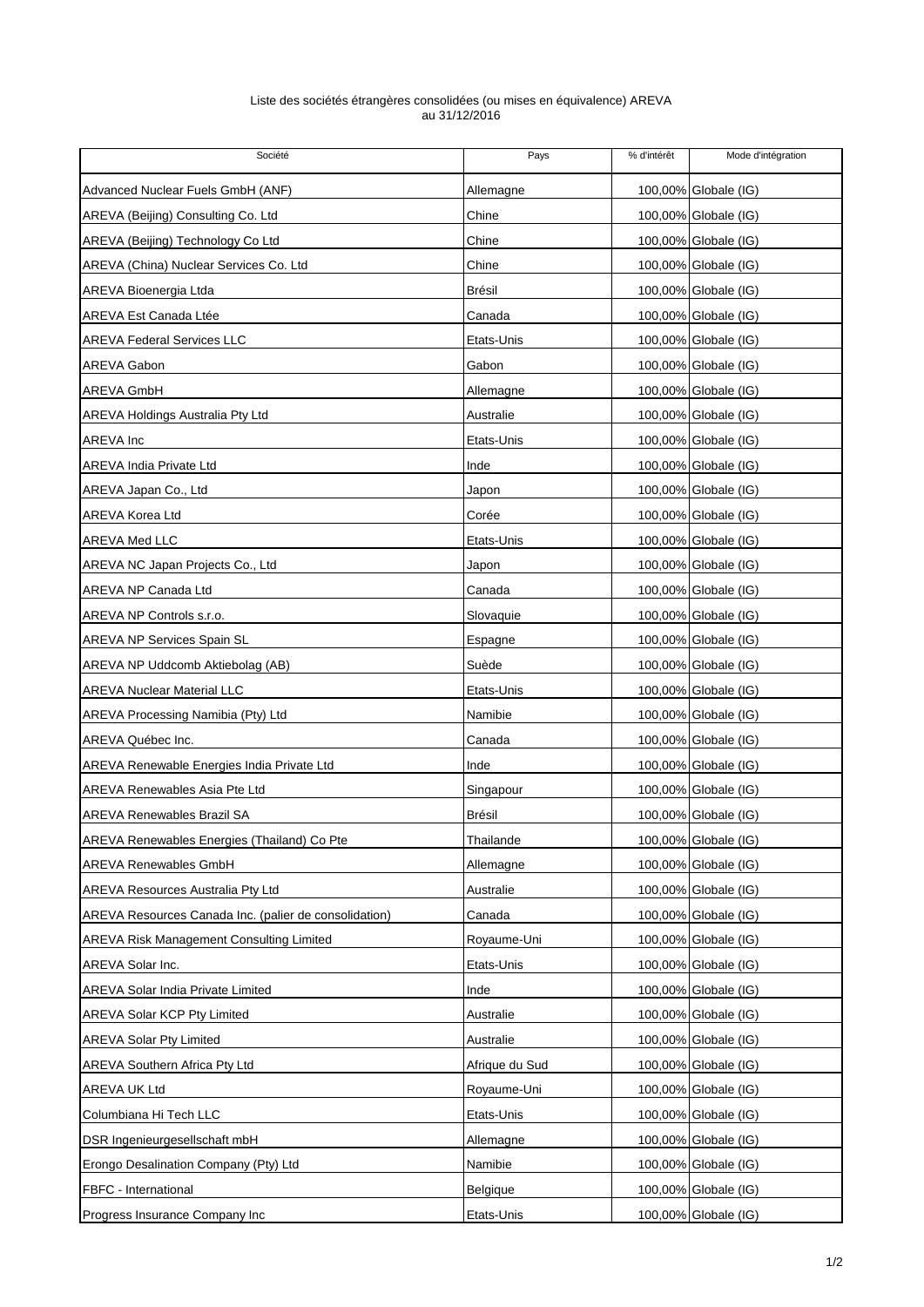Liste des sociétés étrangères consolidées (ou mises en équivalence) AREVA
au 31/12/2016

| Société | Pays | % d'intérêt | Mode d'intégration |
|---|---|---|---|
| Advanced Nuclear Fuels GmbH (ANF) | Allemagne | 100,00% | Globale (IG) |
| AREVA (Beijing) Consulting Co. Ltd | Chine | 100,00% | Globale (IG) |
| AREVA (Beijing) Technology Co Ltd | Chine | 100,00% | Globale (IG) |
| AREVA (China) Nuclear Services Co. Ltd | Chine | 100,00% | Globale (IG) |
| AREVA Bioenergia Ltda | Brésil | 100,00% | Globale (IG) |
| AREVA Est Canada Ltée | Canada | 100,00% | Globale (IG) |
| AREVA Federal Services LLC | Etats-Unis | 100,00% | Globale (IG) |
| AREVA Gabon | Gabon | 100,00% | Globale (IG) |
| AREVA GmbH | Allemagne | 100,00% | Globale (IG) |
| AREVA Holdings Australia Pty Ltd | Australie | 100,00% | Globale (IG) |
| AREVA Inc | Etats-Unis | 100,00% | Globale (IG) |
| AREVA India Private Ltd | Inde | 100,00% | Globale (IG) |
| AREVA Japan Co., Ltd | Japon | 100,00% | Globale (IG) |
| AREVA Korea Ltd | Corée | 100,00% | Globale (IG) |
| AREVA Med LLC | Etats-Unis | 100,00% | Globale (IG) |
| AREVA NC Japan Projects Co., Ltd | Japon | 100,00% | Globale (IG) |
| AREVA NP Canada Ltd | Canada | 100,00% | Globale (IG) |
| AREVA NP Controls s.r.o. | Slovaquie | 100,00% | Globale (IG) |
| AREVA NP Services Spain SL | Espagne | 100,00% | Globale (IG) |
| AREVA NP Uddcomb Aktiebolag (AB) | Suède | 100,00% | Globale (IG) |
| AREVA Nuclear Material LLC | Etats-Unis | 100,00% | Globale (IG) |
| AREVA Processing Namibia (Pty) Ltd | Namibie | 100,00% | Globale (IG) |
| AREVA Québec Inc. | Canada | 100,00% | Globale (IG) |
| AREVA Renewable Energies India Private Ltd | Inde | 100,00% | Globale (IG) |
| AREVA Renewables Asia Pte Ltd | Singapour | 100,00% | Globale (IG) |
| AREVA Renewables Brazil SA | Brésil | 100,00% | Globale (IG) |
| AREVA Renewables Energies (Thailand) Co Pte | Thailande | 100,00% | Globale (IG) |
| AREVA Renewables GmbH | Allemagne | 100,00% | Globale (IG) |
| AREVA Resources Australia Pty Ltd | Australie | 100,00% | Globale (IG) |
| AREVA Resources Canada Inc. (palier de consolidation) | Canada | 100,00% | Globale (IG) |
| AREVA Risk Management Consulting Limited | Royaume-Uni | 100,00% | Globale (IG) |
| AREVA Solar Inc. | Etats-Unis | 100,00% | Globale (IG) |
| AREVA Solar India Private Limited | Inde | 100,00% | Globale (IG) |
| AREVA Solar KCP Pty Limited | Australie | 100,00% | Globale (IG) |
| AREVA Solar Pty Limited | Australie | 100,00% | Globale (IG) |
| AREVA Southern Africa Pty Ltd | Afrique du Sud | 100,00% | Globale (IG) |
| AREVA UK Ltd | Royaume-Uni | 100,00% | Globale (IG) |
| Columbiana Hi Tech LLC | Etats-Unis | 100,00% | Globale (IG) |
| DSR Ingenieurgesellschaft mbH | Allemagne | 100,00% | Globale (IG) |
| Erongo Desalination Company (Pty) Ltd | Namibie | 100,00% | Globale (IG) |
| FBFC - International | Belgique | 100,00% | Globale (IG) |
| Progress Insurance Company Inc | Etats-Unis | 100,00% | Globale (IG) |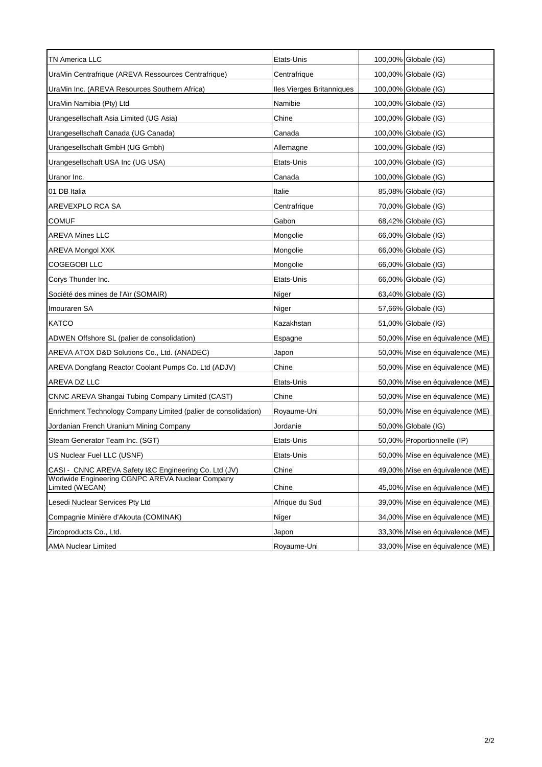| | | | |
|---|---|---|---|
| TN America LLC | Etats-Unis | 100,00% | Globale (IG) |
| UraMin Centrafrique (AREVA Ressources Centrafrique) | Centrafrique | 100,00% | Globale (IG) |
| UraMin Inc. (AREVA Resources Southern Africa) | Iles Vierges Britanniques | 100,00% | Globale (IG) |
| UraMin Namibia (Pty) Ltd | Namibie | 100,00% | Globale (IG) |
| Urangesellschaft Asia Limited (UG Asia) | Chine | 100,00% | Globale (IG) |
| Urangesellschaft Canada (UG Canada) | Canada | 100,00% | Globale (IG) |
| Urangesellschaft GmbH (UG Gmbh) | Allemagne | 100,00% | Globale (IG) |
| Urangesellschaft USA Inc (UG USA) | Etats-Unis | 100,00% | Globale (IG) |
| Uranor Inc. | Canada | 100,00% | Globale (IG) |
| 01 DB Italia | Italie | 85,08% | Globale (IG) |
| AREVEXPLO RCA SA | Centrafrique | 70,00% | Globale (IG) |
| COMUF | Gabon | 68,42% | Globale (IG) |
| AREVA Mines LLC | Mongolie | 66,00% | Globale (IG) |
| AREVA Mongol XXK | Mongolie | 66,00% | Globale (IG) |
| COGEGOBI LLC | Mongolie | 66,00% | Globale (IG) |
| Corys Thunder Inc. | Etats-Unis | 66,00% | Globale (IG) |
| Société des mines de l'Aïr (SOMAIR) | Niger | 63,40% | Globale (IG) |
| Imouraren SA | Niger | 57,66% | Globale (IG) |
| KATCO | Kazakhstan | 51,00% | Globale (IG) |
| ADWEN Offshore SL (palier de consolidation) | Espagne | 50,00% | Mise en équivalence (ME) |
| AREVA ATOX D&D Solutions Co., Ltd. (ANADEC) | Japon | 50,00% | Mise en équivalence (ME) |
| AREVA Dongfang Reactor Coolant Pumps Co. Ltd (ADJV) | Chine | 50,00% | Mise en équivalence (ME) |
| AREVA DZ LLC | Etats-Unis | 50,00% | Mise en équivalence (ME) |
| CNNC AREVA Shangai Tubing Company Limited (CAST) | Chine | 50,00% | Mise en équivalence (ME) |
| Enrichment Technology Company Limited (palier de consolidation) | Royaume-Uni | 50,00% | Mise en équivalence (ME) |
| Jordanian French Uranium Mining Company | Jordanie | 50,00% | Globale (IG) |
| Steam Generator Team Inc. (SGT) | Etats-Unis | 50,00% | Proportionnelle (IP) |
| US Nuclear Fuel LLC (USNF) | Etats-Unis | 50,00% | Mise en équivalence (ME) |
| CASI - CNNC AREVA Safety I&C Engineering Co. Ltd (JV) | Chine | 49,00% | Mise en équivalence (ME) |
| Worlwide Engineering CGNPC AREVA Nuclear Company Limited (WECAN) | Chine | 45,00% | Mise en équivalence (ME) |
| Lesedi Nuclear Services Pty Ltd | Afrique du Sud | 39,00% | Mise en équivalence (ME) |
| Compagnie Minière d'Akouta (COMINAK) | Niger | 34,00% | Mise en équivalence (ME) |
| Zircoproducts Co., Ltd. | Japon | 33,30% | Mise en équivalence (ME) |
| AMA Nuclear Limited | Royaume-Uni | 33,00% | Mise en équivalence (ME) |